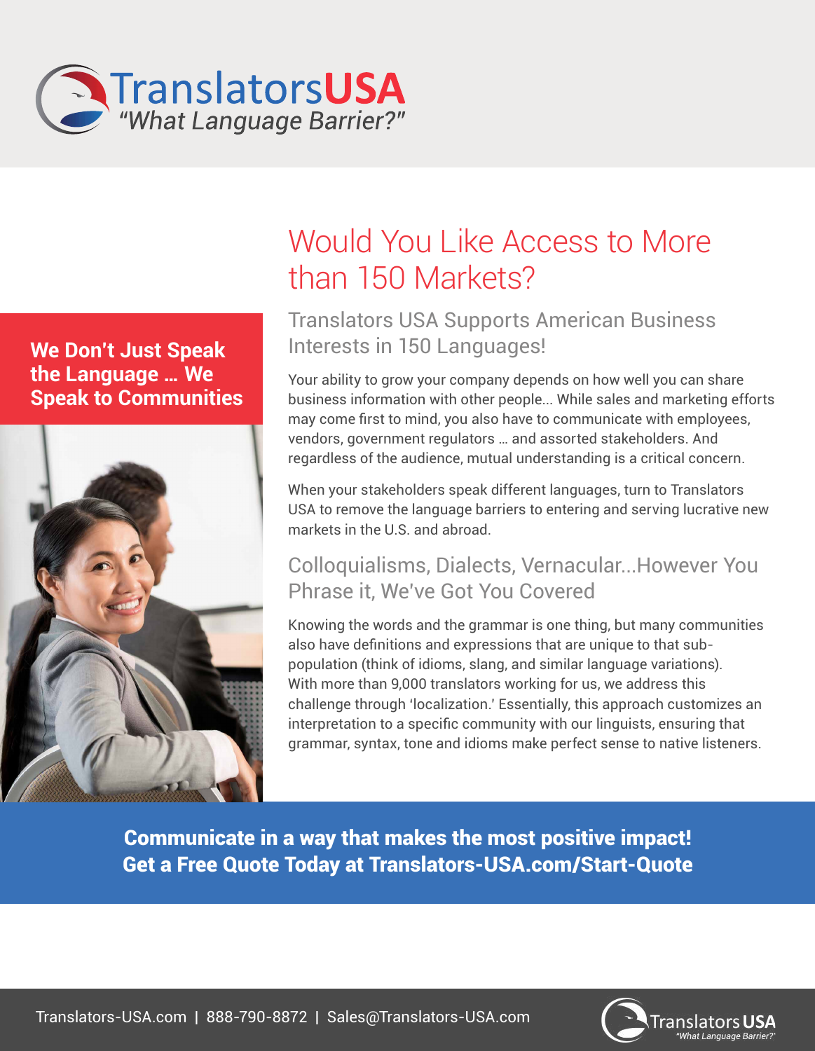# TranslatorsUSA

*"What Language Barrier?"*

## Would You Like Access to More than 150 Markets?

**We Don't Just Speak the Language … We Speak to Communities**

### Translators USA Supports American Business Interests in 150 Languages!

Your ability to grow your company depends on how well you can share business information with other people... While sales and marketing efforts may come first to mind, you also have to communicate with employees, vendors, government regulators … and assorted stakeholders. And regardless of the audience, mutual understanding is a critical concern.

When your stakeholders speak different languages, turn to Translators USA to remove the language barriers to entering and serving lucrative new markets in the U.S. and abroad.

### Colloquialisms, Dialects, Vernacular...However You Phrase it, We've Got You Covered

Knowing the words and the grammar is one thing, but many communities also have definitions and expressions that are unique to that sub-population (think of idioms, slang, and similar language variations). With more than 9,000 translators working for us, we address this challenge through 'localization.' Essentially, this approach customizes an interpretation to a specific community with our linguists, ensuring that grammar, syntax, tone and idioms make perfect sense to native listeners.

**Communicate in a way that makes the most positive impact!**
**Get a Free Quote Today at Translators-USA.com/Start-Quote**

Translators-USA.com | 888-790-8872 | Sales@Translators-USA.com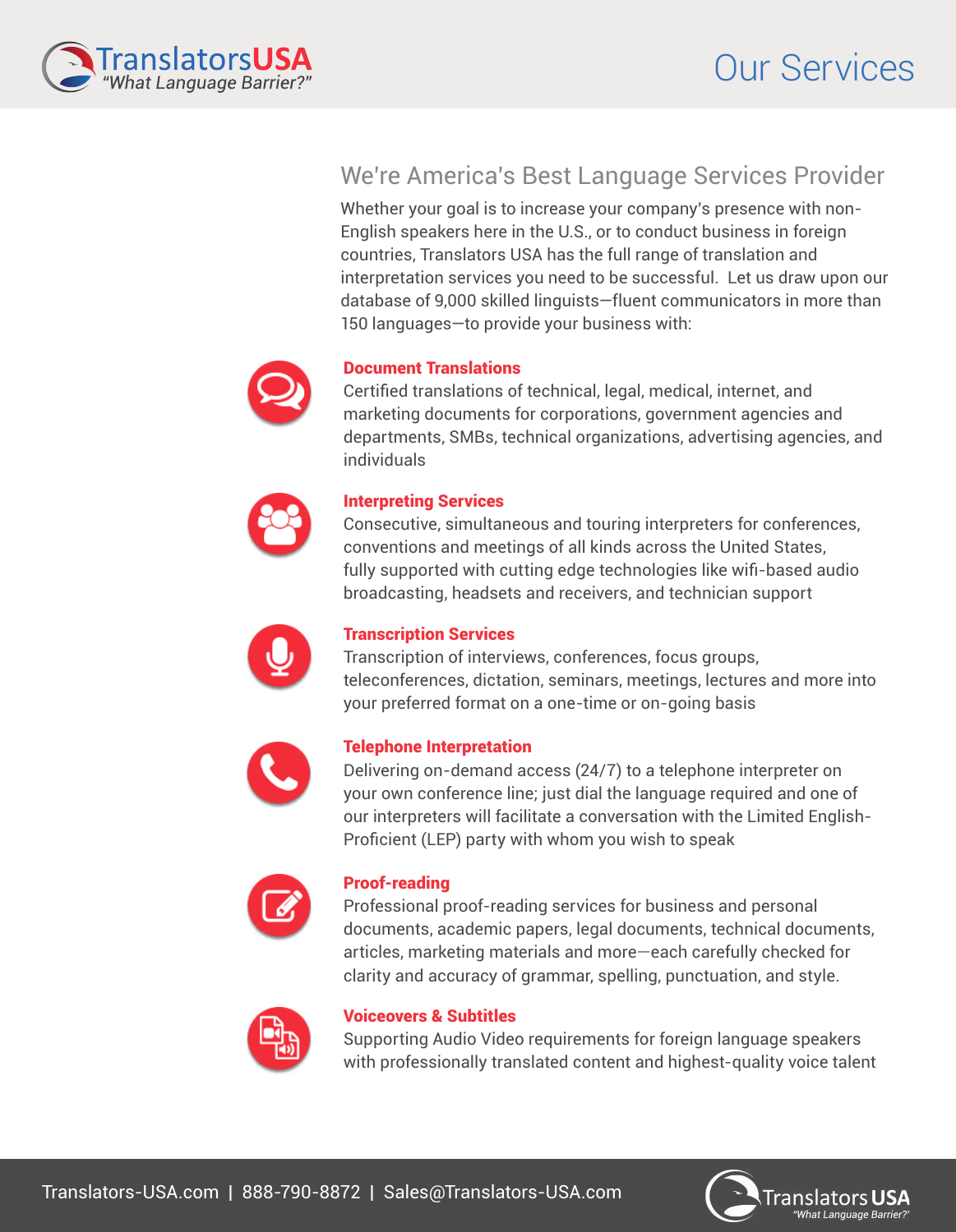# Our Services

## We're America's Best Language Services Provider

Whether your goal is to increase your company's presence with non-English speakers here in the U.S., or to conduct business in foreign countries, Translators USA has the full range of translation and interpretation services you need to be successful. Let us draw upon our database of 9,000 skilled linguists—fluent communicators in more than 150 languages—to provide your business with:

### Document Translations

Certified translations of technical, legal, medical, internet, and marketing documents for corporations, government agencies and departments, SMBs, technical organizations, advertising agencies, and individuals

### Interpreting Services

Consecutive, simultaneous and touring interpreters for conferences, conventions and meetings of all kinds across the United States, fully supported with cutting edge technologies like wifi-based audio broadcasting, headsets and receivers, and technician support

### Transcription Services

Transcription of interviews, conferences, focus groups, teleconferences, dictation, seminars, meetings, lectures and more into your preferred format on a one-time or on-going basis

### Telephone Interpretation

Delivering on-demand access (24/7) to a telephone interpreter on your own conference line; just dial the language required and one of our interpreters will facilitate a conversation with the Limited English-Proficient (LEP) party with whom you wish to speak

### Proof-reading

Professional proof-reading services for business and personal documents, academic papers, legal documents, technical documents, articles, marketing materials and more—each carefully checked for clarity and accuracy of grammar, spelling, punctuation, and style.

### Voiceovers & Subtitles

Supporting Audio Video requirements for foreign language speakers with professionally translated content and highest-quality voice talent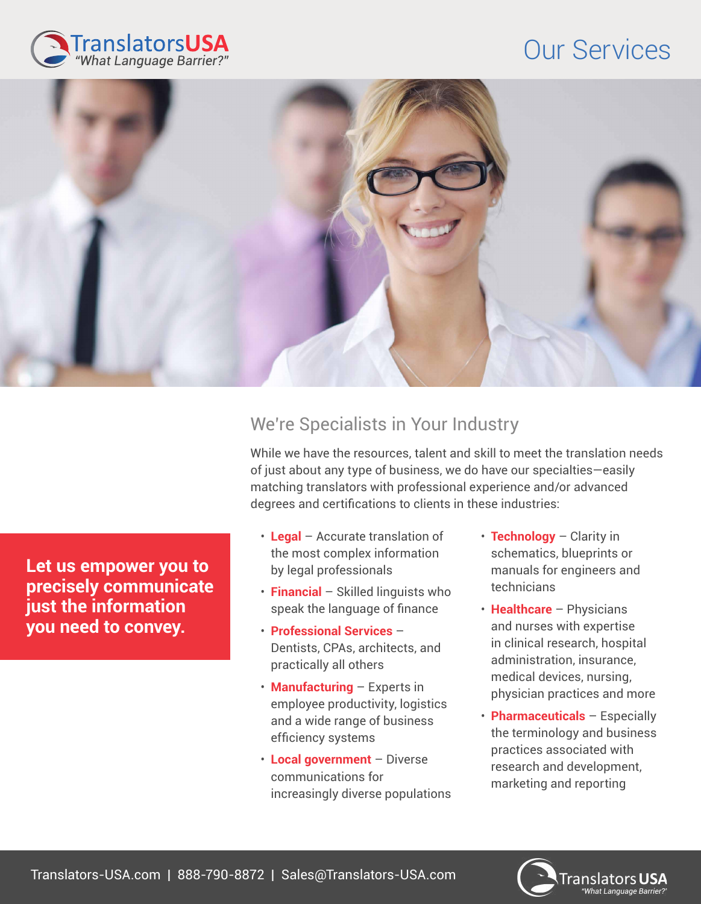TranslatorsUSA
*"What Language Barrier?"*

# Our Services

## We're Specialists in Your Industry

While we have the resources, talent and skill to meet the translation needs of just about any type of business, we do have our specialties—easily matching translators with professional experience and/or advanced degrees and certifications to clients in these industries:

**Let us empower you to precisely communicate just the information you need to convey.**

- **Legal** – Accurate translation of the most complex information by legal professionals
- **Financial** – Skilled linguists who speak the language of finance
- **Professional Services** – Dentists, CPAs, architects, and practically all others
- **Manufacturing** – Experts in employee productivity, logistics and a wide range of business efficiency systems
- **Local government** – Diverse communications for increasingly diverse populations
- **Technology** – Clarity in schematics, blueprints or manuals for engineers and technicians
- **Healthcare** – Physicians and nurses with expertise in clinical research, hospital administration, insurance, medical devices, nursing, physician practices and more
- **Pharmaceuticals** – Especially the terminology and business practices associated with research and development, marketing and reporting

Translators-USA.com | 888-790-8872 | Sales@Translators-USA.com

Translators USA
*"What Language Barrier?"*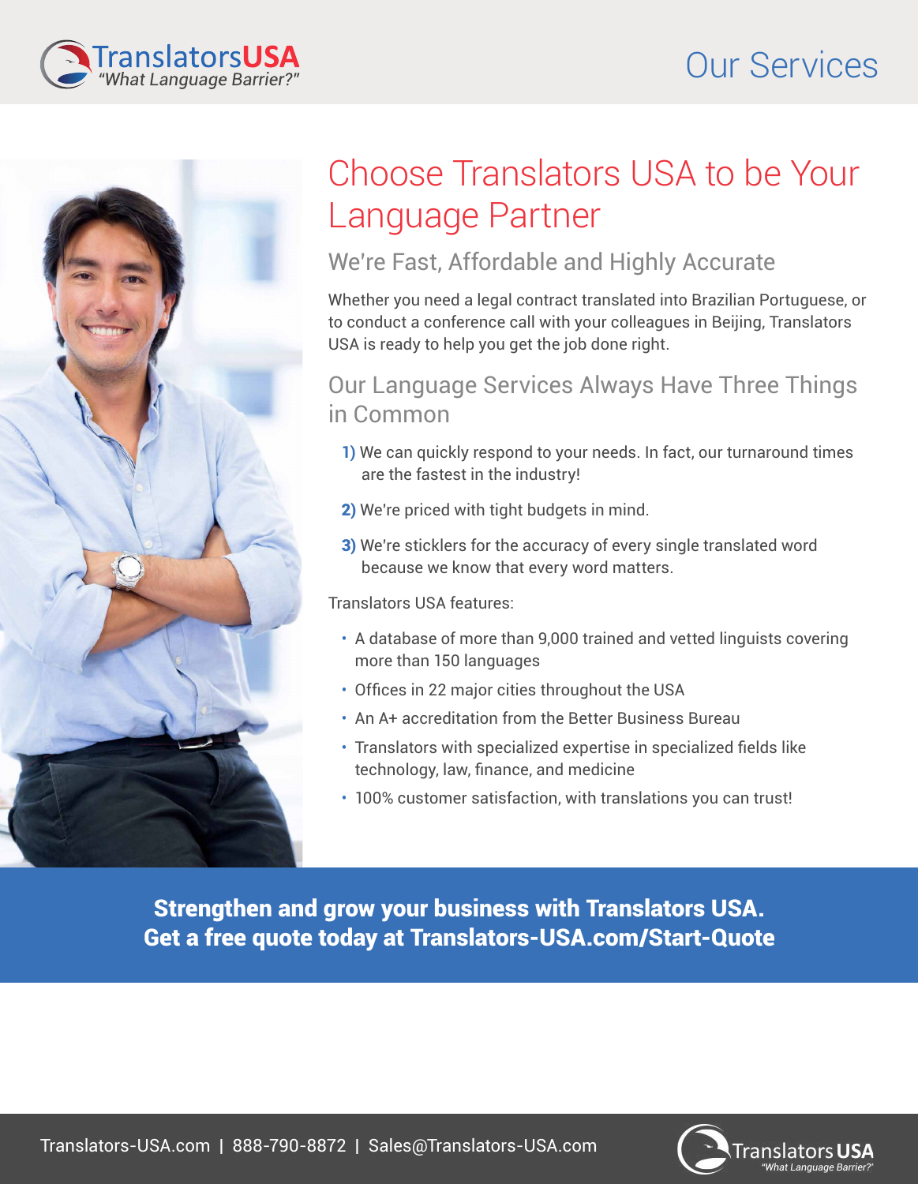TranslatorsUSA
"What Language Barrier?"

# Our Services

## Choose Translators USA to be Your Language Partner

### We're Fast, Affordable and Highly Accurate

Whether you need a legal contract translated into Brazilian Portuguese, or to conduct a conference call with your colleagues in Beijing, Translators USA is ready to help you get the job done right.

### Our Language Services Always Have Three Things in Common

**1)** We can quickly respond to your needs. In fact, our turnaround times are the fastest in the industry!

**2)** We're priced with tight budgets in mind.

**3)** We're sticklers for the accuracy of every single translated word because we know that every word matters.

Translators USA features:

- A database of more than 9,000 trained and vetted linguists covering more than 150 languages
- Offices in 22 major cities throughout the USA
- An A+ accreditation from the Better Business Bureau
- Translators with specialized expertise in specialized fields like technology, law, finance, and medicine
- 100% customer satisfaction, with translations you can trust!

**Strengthen and grow your business with Translators USA.**
**Get a free quote today at Translators-USA.com/Start-Quote**

Translators-USA.com | 888-790-8872 | Sales@Translators-USA.com

TranslatorsUSA
"What Language Barrier?"